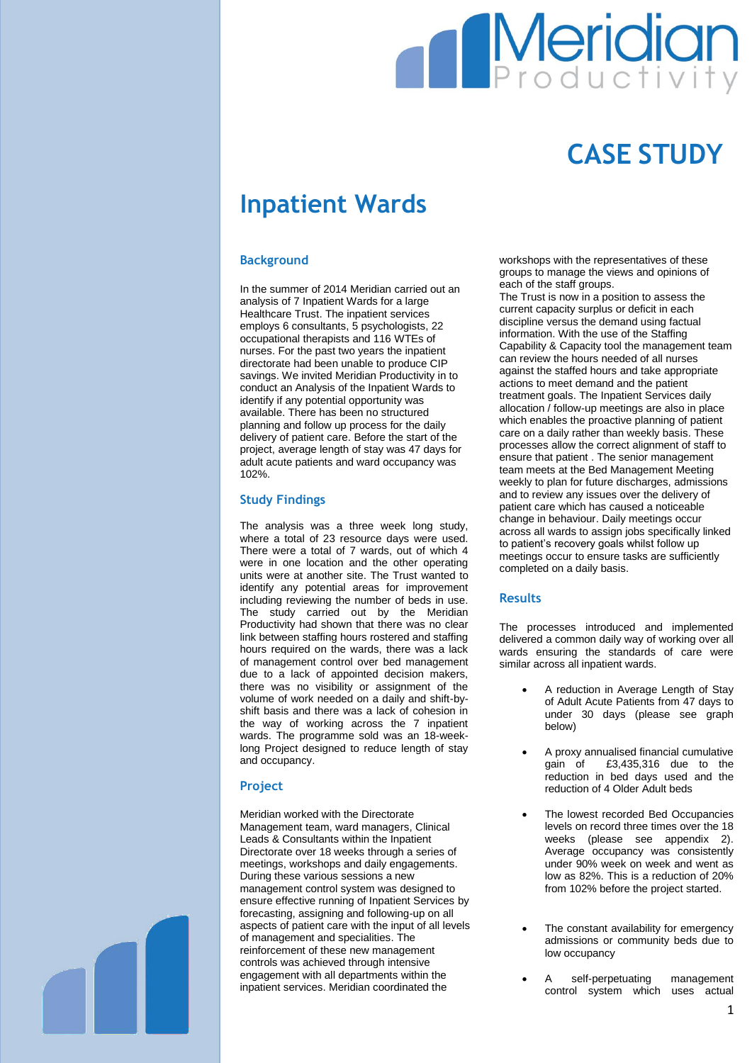# CASE STUDY

# Inpatient Wards

## Background

In the summer of 2014 Meridian carried out an analysis of 7 Inpatient Wards for a large Healthcare Trust. The inpatient services employ 6 consultants, 5 psychologists, 22 occupational therapists and 116 WTEs of nurses. For the past two years the inpatient directorate had been unable to produce CIP savings. We invited Meridian Productivity in to conduct an Analysis of the Inpatient Wards to identify if any potential opportunity was available. There has been no structured planning and follow up process for the daily delivery of patient care. Before the start of the project, average length of stay was 47 days for adult acute patients and ward occupancy was 102%.

## Study Findings

The analysis was a three week long study, where a total of 23 resource days were used. There were a total of 7 wards, out of which 4 were in one location and the other operating units were at another site. The Trust wanted to identify any potential areas for improvement including reviewing the number of beds in use. The study carried out by the Meridian Productivity had shown that there was no clear link between staffing hours rostered and staffing hours required on the wards, there was a lack of management control over bed management due to a lack of appointed decision makers, there was no visibility or assignment of the volume of work needed on a daily and shift-by-shift basis and there was a lack of cohesion in the way of working across the 7 inpatient wards. The programme sold was an 18-week-long Project designed to reduce length of stay and occupancy.

## Project

Meridian worked with the Directorate Management team, ward managers, Clinical Leads & Consultants within the Inpatient Directorate over 18 weeks through a series of meetings, workshops and daily engagements. During these various sessions a new management control system was designed to ensure effective running of Inpatient Services by forecasting, assigning and following-up on all aspects of patient care with the input of all levels of management and specialities. The reinforcement of these new management controls was achieved through intensive engagement with all departments within the inpatient services. Meridian coordinated the workshops with the representatives of these groups to manage the views and opinions of each of the staff groups.

The Trust is now in a position to assess the current capacity surplus or deficit in each discipline versus the demand using factual information. With the use of the Staffing Capability & Capacity tool the management team can review the hours needed of all nurses against the staffed hours and take appropriate actions to meet demand and the patient treatment goals. The Inpatient Services daily allocation / follow-up meetings are also in place which enables the proactive planning of patient care on a daily rather than weekly basis. These processes allow the correct alignment of staff to ensure that patient . The senior management team meets at the Bed Management Meeting weekly to plan for future discharges, admissions and to review any issues over the delivery of patient care which has caused a noticeable change in behaviour. Daily meetings occur across all wards to assign jobs specifically linked to patient's recovery goals whilst follow up meetings occur to ensure tasks are sufficiently completed on a daily basis.

## Results

The processes introduced and implemented delivered a common daily way of working over all wards ensuring the standards of care were similar across all inpatient wards.

- A reduction in Average Length of Stay of Adult Acute Patients from 47 days to under 30 days (please see graph below)
- A proxy annualised financial cumulative gain of £3,435,316 due to the reduction in bed days used and the reduction of 4 Older Adult beds
- The lowest recorded Bed Occupancies levels on record three times over the 18 weeks (please see appendix 2). Average occupancy was consistently under 90% week on week and went as low as 82%. This is a reduction of 20% from 102% before the project started.
- The constant availability for emergency admissions or community beds due to low occupancy
- A self-perpetuating management control system which uses actual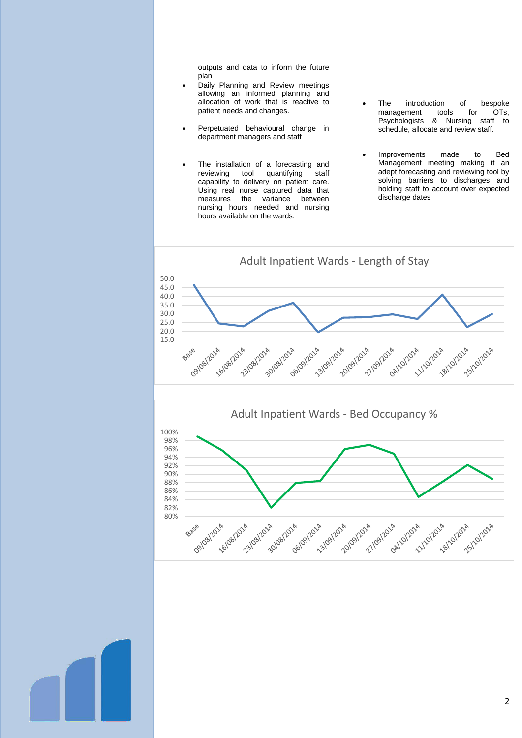outputs and data to inform the future plan

- Daily Planning and Review meetings allowing an informed planning and allocation of work that is reactive to patient needs and changes.

- Perpetuated behavioural change in department managers and staff

- The installation of a forecasting and reviewing tool quantifying staff capability to delivery on patient care. Using real nurse captured data that measures the variance between nursing hours needed and nursing hours available on the wards.

- The introduction of bespoke management tools for OTs, Psychologists & Nursing staff to schedule, allocate and review staff.

- Improvements made to Bed Management meeting making it an adept forecasting and reviewing tool by solving barriers to discharges and holding staff to account over expected discharge dates

Adult Inpatient Wards - Length of Stay

Adult Inpatient Wards - Bed Occupancy %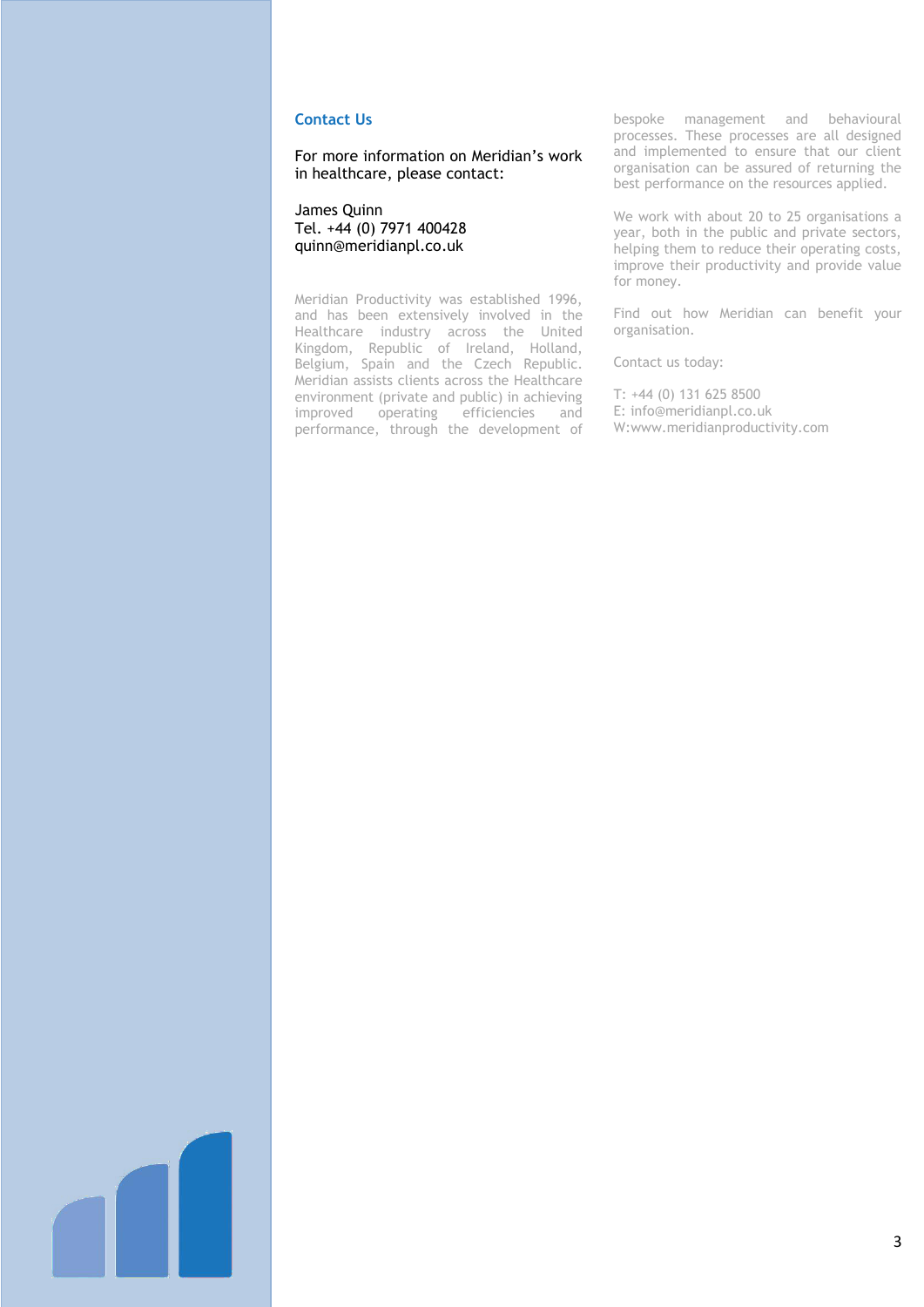## Contact Us

For more information on Meridian's work in healthcare, please contact:

James Quinn
Tel. +44 (0) 7971 400428
quinn@meridianpl.co.uk

Meridian Productivity was established 1996, and has been extensively involved in the Healthcare industry across the United Kingdom, Republic of Ireland, Holland, Belgium, Spain and the Czech Republic. Meridian assists clients across the Healthcare environment (private and public) in achieving improved operating efficiencies and performance, through the development of bespoke management and behavioural processes. These processes are all designed and implemented to ensure that our client organisation can be assured of returning the best performance on the resources applied.

We work with about 20 to 25 organisations a year, both in the public and private sectors, helping them to reduce their operating costs, improve their productivity and provide value for money.

Find out how Meridian can benefit your organisation.

Contact us today:

T: +44 (0) 131 625 8500
E: info@meridianpl.co.uk
W:www.meridianproductivity.com